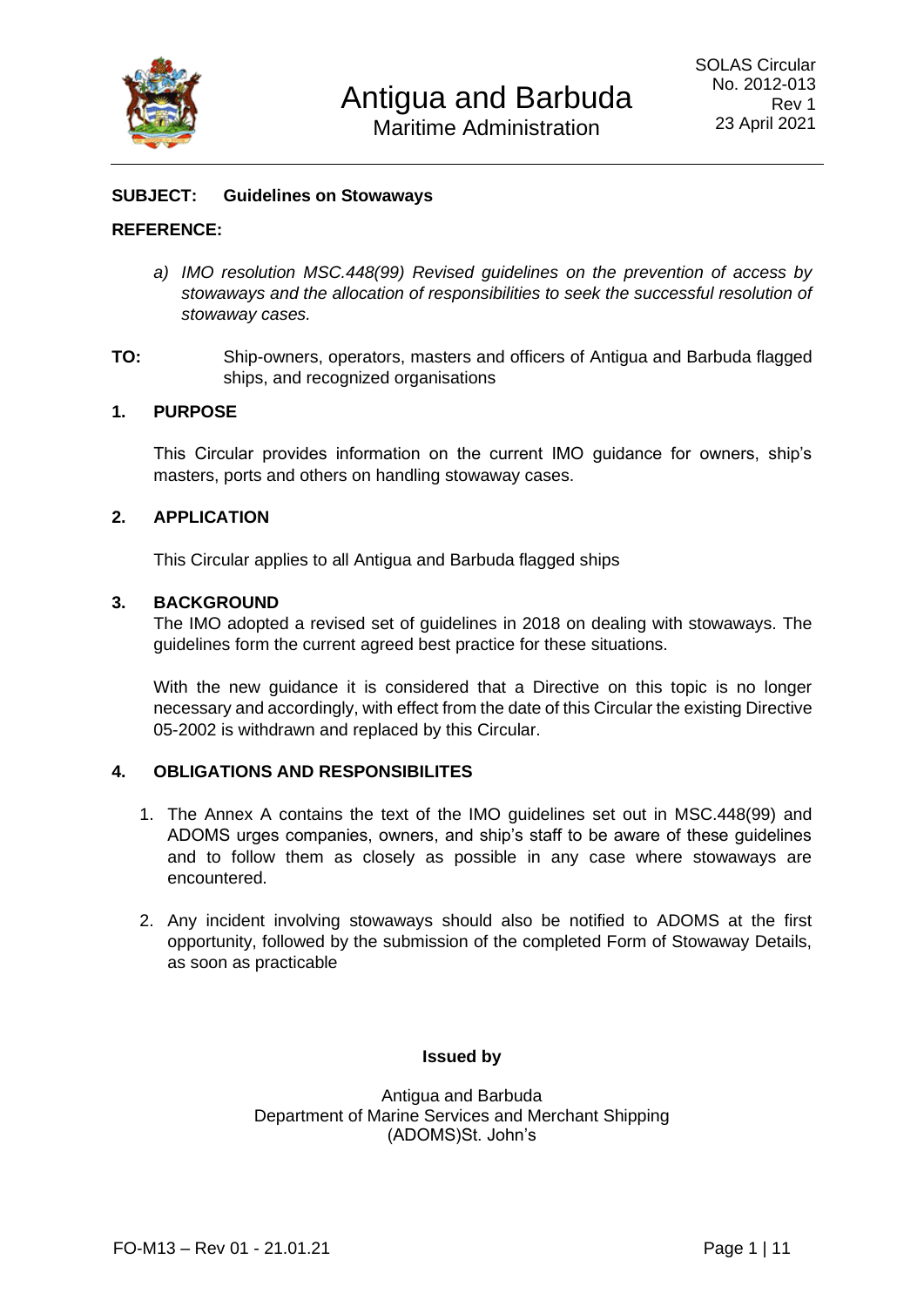# Antigua and Barbuda

Maritime Administration

SOLAS Circular
No. 2012-013
Rev 1
23 April 2021

**SUBJECT: Guidelines on Stowaways**

**REFERENCE:**

*a) IMO resolution MSC.448(99) Revised guidelines on the prevention of access by stowaways and the allocation of responsibilities to seek the successful resolution of stowaway cases.*

**TO:** Ship-owners, operators, masters and officers of Antigua and Barbuda flagged ships, and recognized organisations

## 1. PURPOSE

This Circular provides information on the current IMO guidance for owners, ship's masters, ports and others on handling stowaway cases.

## 2. APPLICATION

This Circular applies to all Antigua and Barbuda flagged ships

## 3. BACKGROUND

The IMO adopted a revised set of guidelines in 2018 on dealing with stowaways. The guidelines form the current agreed best practice for these situations.

With the new guidance it is considered that a Directive on this topic is no longer necessary and accordingly, with effect from the date of this Circular the existing Directive 05-2002 is withdrawn and replaced by this Circular.

## 4. OBLIGATIONS AND RESPONSIBILITES

1. The Annex A contains the text of the IMO guidelines set out in MSC.448(99) and ADOMS urges companies, owners, and ship's staff to be aware of these guidelines and to follow them as closely as possible in any case where stowaways are encountered.

2. Any incident involving stowaways should also be notified to ADOMS at the first opportunity, followed by the submission of the completed Form of Stowaway Details, as soon as practicable

**Issued by**

Antigua and Barbuda
Department of Marine Services and Merchant Shipping
(ADOMS)St. John's

FO-M13 – Rev 01 - 21.01.21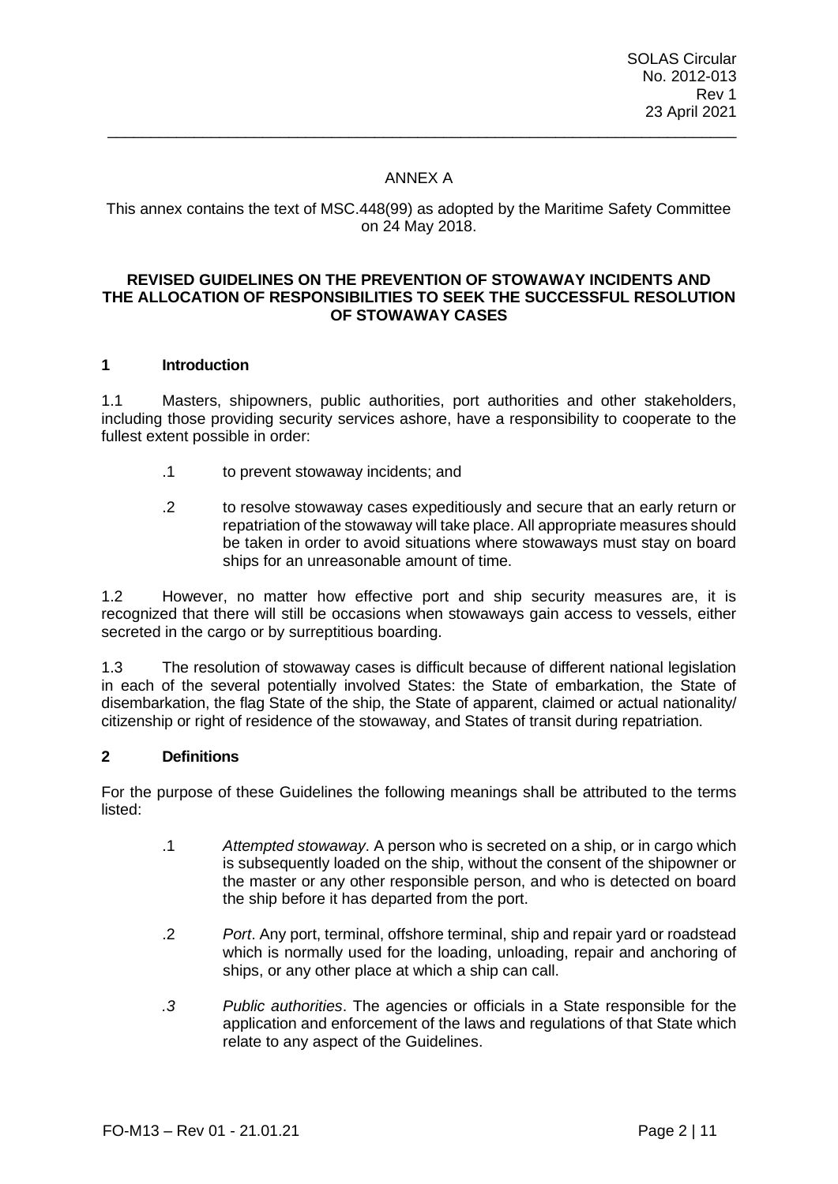ANNEX A

This annex contains the text of MSC.448(99) as adopted by the Maritime Safety Committee on 24 May 2018.

**REVISED GUIDELINES ON THE PREVENTION OF STOWAWAY INCIDENTS AND THE ALLOCATION OF RESPONSIBILITIES TO SEEK THE SUCCESSFUL RESOLUTION OF STOWAWAY CASES**

## 1 Introduction

1.1 Masters, shipowners, public authorities, port authorities and other stakeholders, including those providing security services ashore, have a responsibility to cooperate to the fullest extent possible in order:

.1 to prevent stowaway incidents; and

.2 to resolve stowaway cases expeditiously and secure that an early return or repatriation of the stowaway will take place. All appropriate measures should be taken in order to avoid situations where stowaways must stay on board ships for an unreasonable amount of time.

1.2 However, no matter how effective port and ship security measures are, it is recognized that there will still be occasions when stowaways gain access to vessels, either secreted in the cargo or by surreptitious boarding.

1.3 The resolution of stowaway cases is difficult because of different national legislation in each of the several potentially involved States: the State of embarkation, the State of disembarkation, the flag State of the ship, the State of apparent, claimed or actual nationality/ citizenship or right of residence of the stowaway, and States of transit during repatriation.

## 2 Definitions

For the purpose of these Guidelines the following meanings shall be attributed to the terms listed:

.1 *Attempted stowaway*. A person who is secreted on a ship, or in cargo which is subsequently loaded on the ship, without the consent of the shipowner or the master or any other responsible person, and who is detected on board the ship before it has departed from the port.

.2 *Port*. Any port, terminal, offshore terminal, ship and repair yard or roadstead which is normally used for the loading, unloading, repair and anchoring of ships, or any other place at which a ship can call.

.3 *Public authorities*. The agencies or officials in a State responsible for the application and enforcement of the laws and regulations of that State which relate to any aspect of the Guidelines.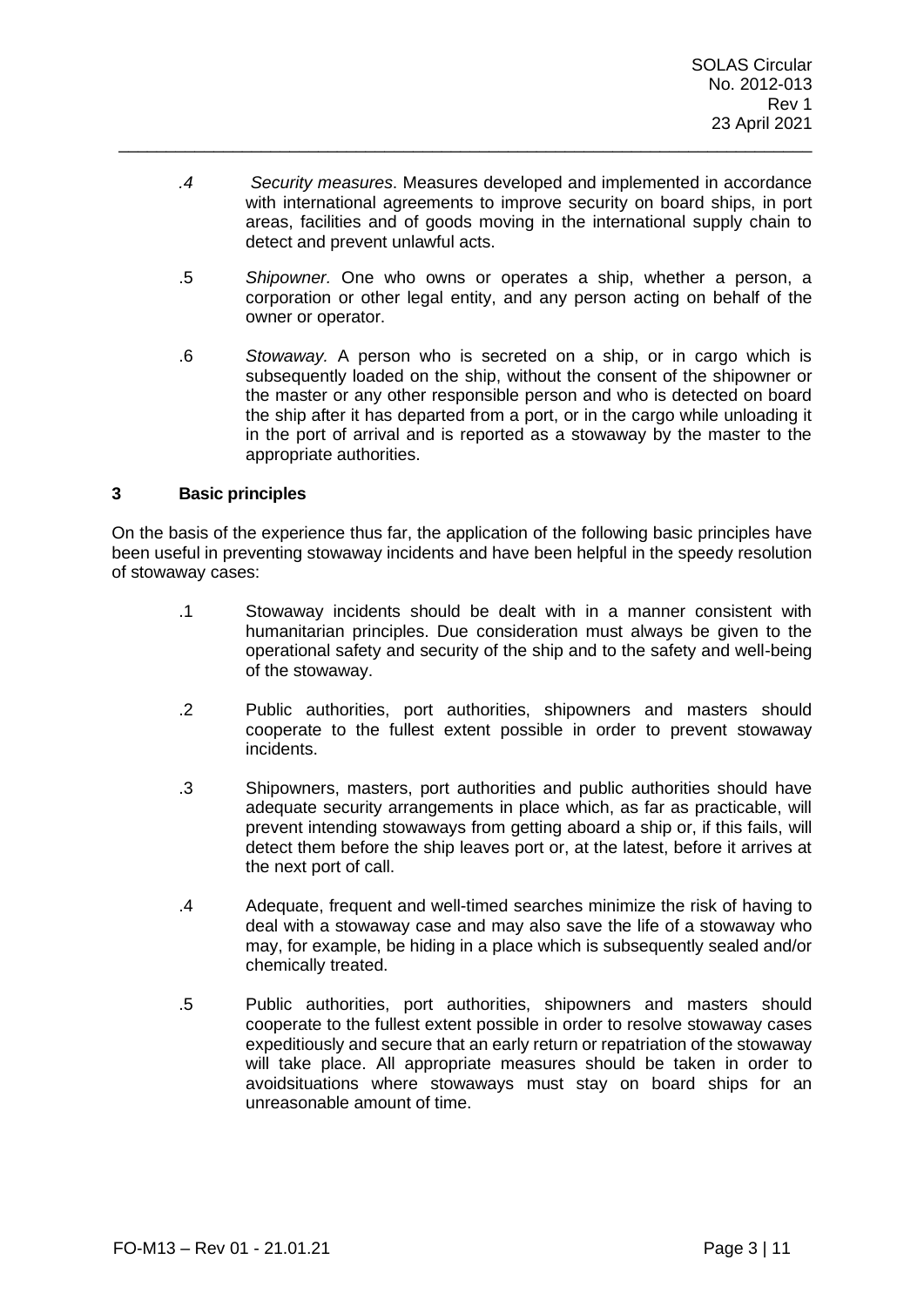.4 *Security measures*. Measures developed and implemented in accordance with international agreements to improve security on board ships, in port areas, facilities and of goods moving in the international supply chain to detect and prevent unlawful acts.

.5 *Shipowner*. One who owns or operates a ship, whether a person, a corporation or other legal entity, and any person acting on behalf of the owner or operator.

.6 *Stowaway.* A person who is secreted on a ship, or in cargo which is subsequently loaded on the ship, without the consent of the shipowner or the master or any other responsible person and who is detected on board the ship after it has departed from a port, or in the cargo while unloading it in the port of arrival and is reported as a stowaway by the master to the appropriate authorities.

## 3 Basic principles

On the basis of the experience thus far, the application of the following basic principles have been useful in preventing stowaway incidents and have been helpful in the speedy resolution of stowaway cases:

.1 Stowaway incidents should be dealt with in a manner consistent with humanitarian principles. Due consideration must always be given to the operational safety and security of the ship and to the safety and well-being of the stowaway.

.2 Public authorities, port authorities, shipowners and masters should cooperate to the fullest extent possible in order to prevent stowaway incidents.

.3 Shipowners, masters, port authorities and public authorities should have adequate security arrangements in place which, as far as practicable, will prevent intending stowaways from getting aboard a ship or, if this fails, will detect them before the ship leaves port or, at the latest, before it arrives at the next port of call.

.4 Adequate, frequent and well-timed searches minimize the risk of having to deal with a stowaway case and may also save the life of a stowaway who may, for example, be hiding in a place which is subsequently sealed and/or chemically treated.

.5 Public authorities, port authorities, shipowners and masters should cooperate to the fullest extent possible in order to resolve stowaway cases expeditiously and secure that an early return or repatriation of the stowaway will take place. All appropriate measures should be taken in order to avoidsituations where stowaways must stay on board ships for an unreasonable amount of time.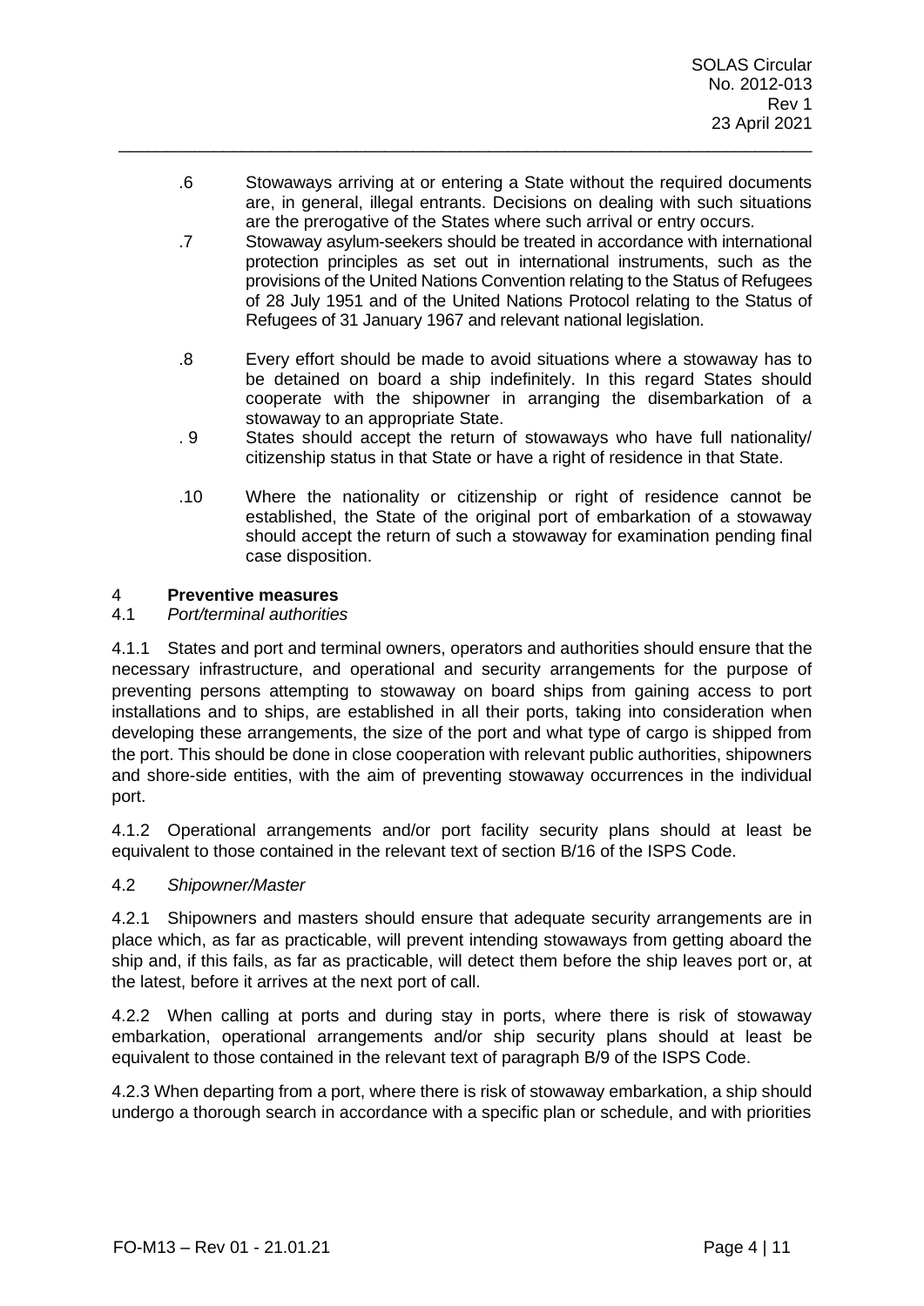.6 Stowaways arriving at or entering a State without the required documents are, in general, illegal entrants. Decisions on dealing with such situations are the prerogative of the States where such arrival or entry occurs.

.7 Stowaway asylum-seekers should be treated in accordance with international protection principles as set out in international instruments, such as the provisions of the United Nations Convention relating to the Status of Refugees of 28 July 1951 and of the United Nations Protocol relating to the Status of Refugees of 31 January 1967 and relevant national legislation.

.8 Every effort should be made to avoid situations where a stowaway has to be detained on board a ship indefinitely. In this regard States should cooperate with the shipowner in arranging the disembarkation of a stowaway to an appropriate State.

. 9 States should accept the return of stowaways who have full nationality/ citizenship status in that State or have a right of residence in that State.

.10 Where the nationality or citizenship or right of residence cannot be established, the State of the original port of embarkation of a stowaway should accept the return of such a stowaway for examination pending final case disposition.

## 4 **Preventive measures**

### 4.1 *Port/terminal authorities*

4.1.1 States and port and terminal owners, operators and authorities should ensure that the necessary infrastructure, and operational and security arrangements for the purpose of preventing persons attempting to stowaway on board ships from gaining access to port installations and to ships, are established in all their ports, taking into consideration when developing these arrangements, the size of the port and what type of cargo is shipped from the port. This should be done in close cooperation with relevant public authorities, shipowners and shore-side entities, with the aim of preventing stowaway occurrences in the individual port.

4.1.2 Operational arrangements and/or port facility security plans should at least be equivalent to those contained in the relevant text of section B/16 of the ISPS Code.

### 4.2 *Shipowner/Master*

4.2.1 Shipowners and masters should ensure that adequate security arrangements are in place which, as far as practicable, will prevent intending stowaways from getting aboard the ship and, if this fails, as far as practicable, will detect them before the ship leaves port or, at the latest, before it arrives at the next port of call.

4.2.2 When calling at ports and during stay in ports, where there is risk of stowaway embarkation, operational arrangements and/or ship security plans should at least be equivalent to those contained in the relevant text of paragraph B/9 of the ISPS Code.

4.2.3 When departing from a port, where there is risk of stowaway embarkation, a ship should undergo a thorough search in accordance with a specific plan or schedule, and with priorities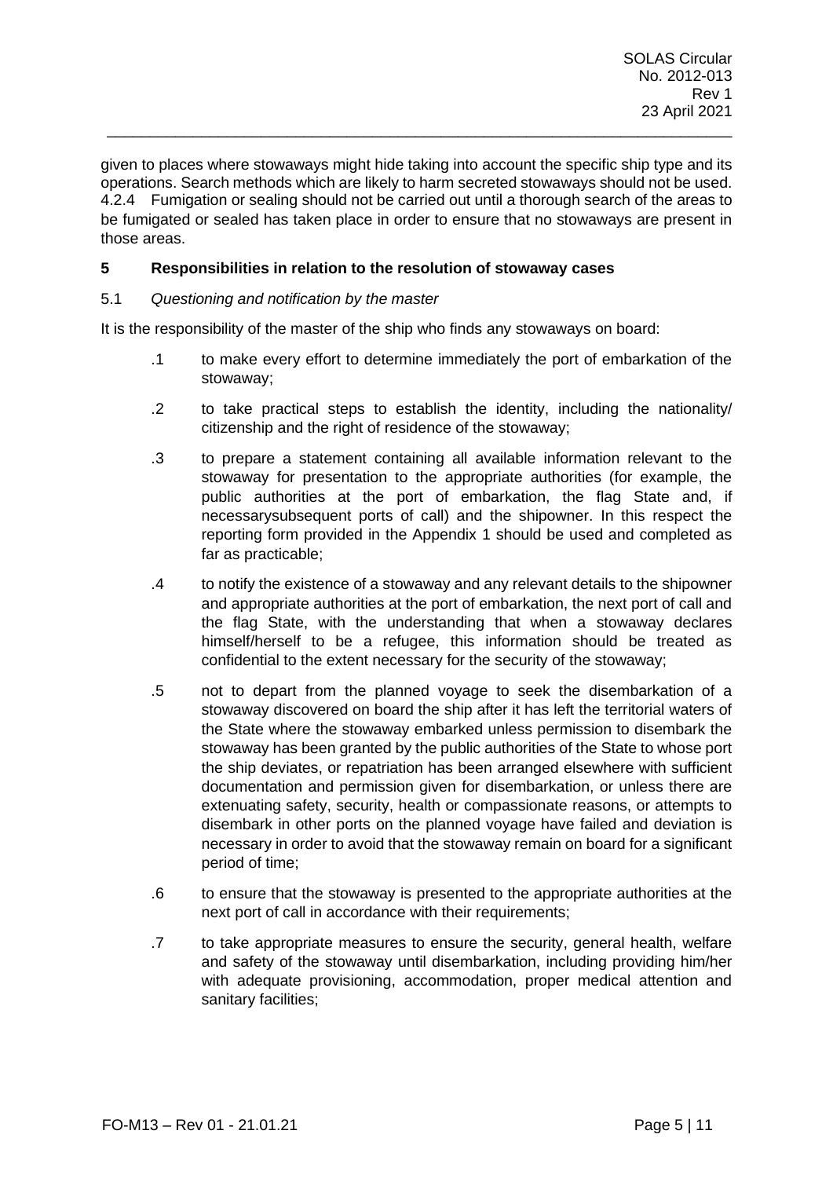given to places where stowaways might hide taking into account the specific ship type and its operations. Search methods which are likely to harm secreted stowaways should not be used.
4.2.4 Fumigation or sealing should not be carried out until a thorough search of the areas to be fumigated or sealed has taken place in order to ensure that no stowaways are present in those areas.

## 5 Responsibilities in relation to the resolution of stowaway cases

5.1 *Questioning and notification by the master*

It is the responsibility of the master of the ship who finds any stowaways on board:

.1 to make every effort to determine immediately the port of embarkation of the stowaway;

.2 to take practical steps to establish the identity, including the nationality/ citizenship and the right of residence of the stowaway;

.3 to prepare a statement containing all available information relevant to the stowaway for presentation to the appropriate authorities (for example, the public authorities at the port of embarkation, the flag State and, if necessarysubsequent ports of call) and the shipowner. In this respect the reporting form provided in the Appendix 1 should be used and completed as far as practicable;

.4 to notify the existence of a stowaway and any relevant details to the shipowner and appropriate authorities at the port of embarkation, the next port of call and the flag State, with the understanding that when a stowaway declares himself/herself to be a refugee, this information should be treated as confidential to the extent necessary for the security of the stowaway;

.5 not to depart from the planned voyage to seek the disembarkation of a stowaway discovered on board the ship after it has left the territorial waters of the State where the stowaway embarked unless permission to disembark the stowaway has been granted by the public authorities of the State to whose port the ship deviates, or repatriation has been arranged elsewhere with sufficient documentation and permission given for disembarkation, or unless there are extenuating safety, security, health or compassionate reasons, or attempts to disembark in other ports on the planned voyage have failed and deviation is necessary in order to avoid that the stowaway remain on board for a significant period of time;

.6 to ensure that the stowaway is presented to the appropriate authorities at the next port of call in accordance with their requirements;

.7 to take appropriate measures to ensure the security, general health, welfare and safety of the stowaway until disembarkation, including providing him/her with adequate provisioning, accommodation, proper medical attention and sanitary facilities;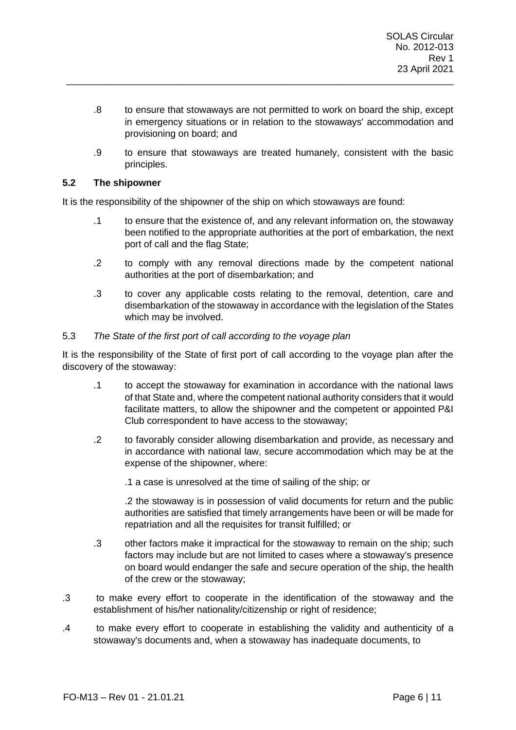.8 to ensure that stowaways are not permitted to work on board the ship, except in emergency situations or in relation to the stowaways' accommodation and provisioning on board; and

.9 to ensure that stowaways are treated humanely, consistent with the basic principles.

### 5.2 The shipowner

It is the responsibility of the shipowner of the ship on which stowaways are found:

.1 to ensure that the existence of, and any relevant information on, the stowaway been notified to the appropriate authorities at the port of embarkation, the next port of call and the flag State;

.2 to comply with any removal directions made by the competent national authorities at the port of disembarkation; and

.3 to cover any applicable costs relating to the removal, detention, care and disembarkation of the stowaway in accordance with the legislation of the States which may be involved.

### 5.3 *The State of the first port of call according to the voyage plan*

It is the responsibility of the State of first port of call according to the voyage plan after the discovery of the stowaway:

.1 to accept the stowaway for examination in accordance with the national laws of that State and, where the competent national authority considers that it would facilitate matters, to allow the shipowner and the competent or appointed P&I Club correspondent to have access to the stowaway;

.2 to favorably consider allowing disembarkation and provide, as necessary and in accordance with national law, secure accommodation which may be at the expense of the shipowner, where:

.1 a case is unresolved at the time of sailing of the ship; or

.2 the stowaway is in possession of valid documents for return and the public authorities are satisfied that timely arrangements have been or will be made for repatriation and all the requisites for transit fulfilled; or

.3 other factors make it impractical for the stowaway to remain on the ship; such factors may include but are not limited to cases where a stowaway's presence on board would endanger the safe and secure operation of the ship, the health of the crew or the stowaway;

.3 to make every effort to cooperate in the identification of the stowaway and the establishment of his/her nationality/citizenship or right of residence;

.4 to make every effort to cooperate in establishing the validity and authenticity of a stowaway's documents and, when a stowaway has inadequate documents, to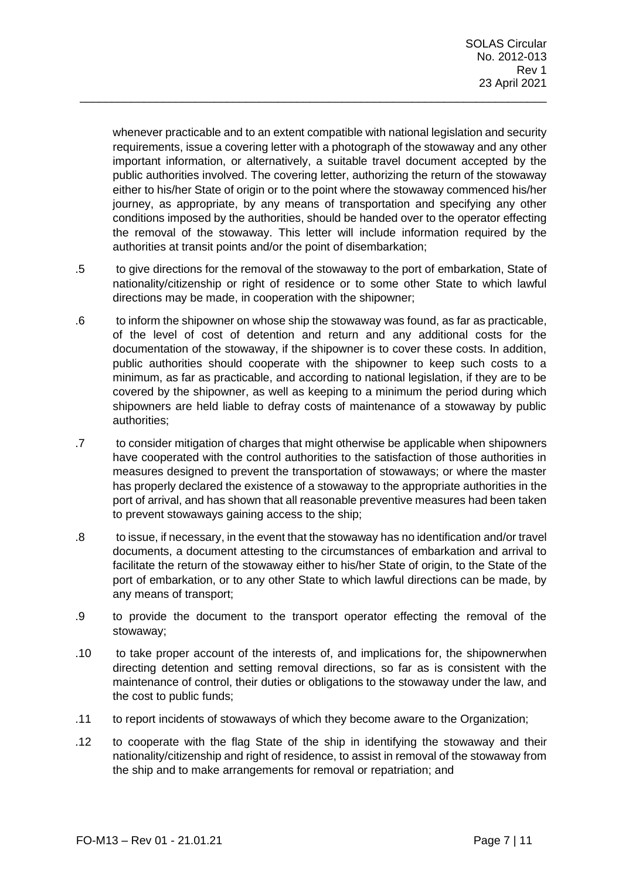whenever practicable and to an extent compatible with national legislation and security requirements, issue a covering letter with a photograph of the stowaway and any other important information, or alternatively, a suitable travel document accepted by the public authorities involved. The covering letter, authorizing the return of the stowaway either to his/her State of origin or to the point where the stowaway commenced his/her journey, as appropriate, by any means of transportation and specifying any other conditions imposed by the authorities, should be handed over to the operator effecting the removal of the stowaway. This letter will include information required by the authorities at transit points and/or the point of disembarkation;

.5 to give directions for the removal of the stowaway to the port of embarkation, State of nationality/citizenship or right of residence or to some other State to which lawful directions may be made, in cooperation with the shipowner;

.6 to inform the shipowner on whose ship the stowaway was found, as far as practicable, of the level of cost of detention and return and any additional costs for the documentation of the stowaway, if the shipowner is to cover these costs. In addition, public authorities should cooperate with the shipowner to keep such costs to a minimum, as far as practicable, and according to national legislation, if they are to be covered by the shipowner, as well as keeping to a minimum the period during which shipowners are held liable to defray costs of maintenance of a stowaway by public authorities;

.7 to consider mitigation of charges that might otherwise be applicable when shipowners have cooperated with the control authorities to the satisfaction of those authorities in measures designed to prevent the transportation of stowaways; or where the master has properly declared the existence of a stowaway to the appropriate authorities in the port of arrival, and has shown that all reasonable preventive measures had been taken to prevent stowaways gaining access to the ship;

.8 to issue, if necessary, in the event that the stowaway has no identification and/or travel documents, a document attesting to the circumstances of embarkation and arrival to facilitate the return of the stowaway either to his/her State of origin, to the State of the port of embarkation, or to any other State to which lawful directions can be made, by any means of transport;

.9 to provide the document to the transport operator effecting the removal of the stowaway;

.10 to take proper account of the interests of, and implications for, the shipownerwhen directing detention and setting removal directions, so far as is consistent with the maintenance of control, their duties or obligations to the stowaway under the law, and the cost to public funds;

.11 to report incidents of stowaways of which they become aware to the Organization;

.12 to cooperate with the flag State of the ship in identifying the stowaway and their nationality/citizenship and right of residence, to assist in removal of the stowaway from the ship and to make arrangements for removal or repatriation; and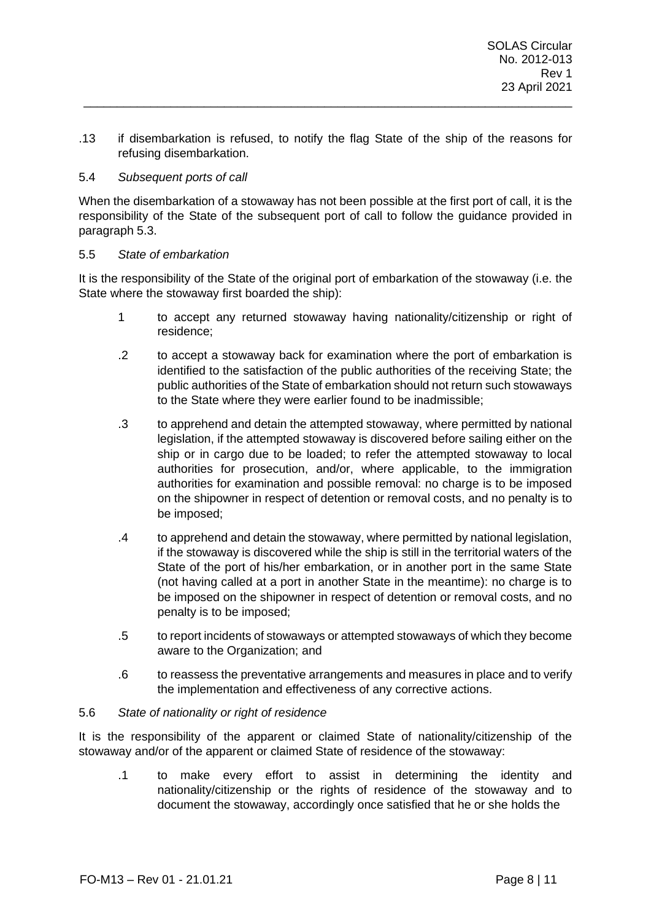.13 if disembarkation is refused, to notify the flag State of the ship of the reasons for refusing disembarkation.

5.4 *Subsequent ports of call*

When the disembarkation of a stowaway has not been possible at the first port of call, it is the responsibility of the State of the subsequent port of call to follow the guidance provided in paragraph 5.3.

5.5 *State of embarkation*

It is the responsibility of the State of the original port of embarkation of the stowaway (i.e. the State where the stowaway first boarded the ship):

1 to accept any returned stowaway having nationality/citizenship or right of residence;

.2 to accept a stowaway back for examination where the port of embarkation is identified to the satisfaction of the public authorities of the receiving State; the public authorities of the State of embarkation should not return such stowaways to the State where they were earlier found to be inadmissible;

.3 to apprehend and detain the attempted stowaway, where permitted by national legislation, if the attempted stowaway is discovered before sailing either on the ship or in cargo due to be loaded; to refer the attempted stowaway to local authorities for prosecution, and/or, where applicable, to the immigration authorities for examination and possible removal: no charge is to be imposed on the shipowner in respect of detention or removal costs, and no penalty is to be imposed;

.4 to apprehend and detain the stowaway, where permitted by national legislation, if the stowaway is discovered while the ship is still in the territorial waters of the State of the port of his/her embarkation, or in another port in the same State (not having called at a port in another State in the meantime): no charge is to be imposed on the shipowner in respect of detention or removal costs, and no penalty is to be imposed;

.5 to report incidents of stowaways or attempted stowaways of which they become aware to the Organization; and

.6 to reassess the preventative arrangements and measures in place and to verify the implementation and effectiveness of any corrective actions.

5.6 *State of nationality or right of residence*

It is the responsibility of the apparent or claimed State of nationality/citizenship of the stowaway and/or of the apparent or claimed State of residence of the stowaway:

.1 to make every effort to assist in determining the identity and nationality/citizenship or the rights of residence of the stowaway and to document the stowaway, accordingly once satisfied that he or she holds the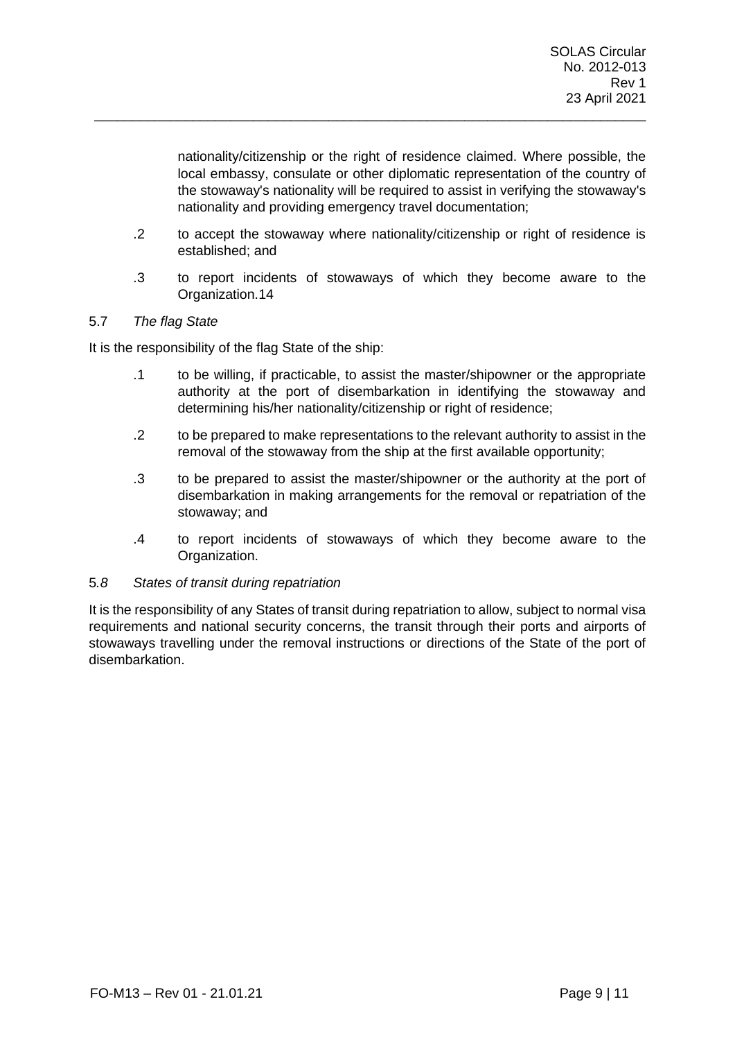nationality/citizenship or the right of residence claimed. Where possible, the local embassy, consulate or other diplomatic representation of the country of the stowaway's nationality will be required to assist in verifying the stowaway's nationality and providing emergency travel documentation;

.2 to accept the stowaway where nationality/citizenship or right of residence is established; and

.3 to report incidents of stowaways of which they become aware to the Organization.14

5.7 *The flag State*

It is the responsibility of the flag State of the ship:

.1 to be willing, if practicable, to assist the master/shipowner or the appropriate authority at the port of disembarkation in identifying the stowaway and determining his/her nationality/citizenship or right of residence;

.2 to be prepared to make representations to the relevant authority to assist in the removal of the stowaway from the ship at the first available opportunity;

.3 to be prepared to assist the master/shipowner or the authority at the port of disembarkation in making arrangements for the removal or repatriation of the stowaway; and

.4 to report incidents of stowaways of which they become aware to the Organization.

5.8 *States of transit during repatriation*

It is the responsibility of any States of transit during repatriation to allow, subject to normal visa requirements and national security concerns, the transit through their ports and airports of stowaways travelling under the removal instructions or directions of the State of the port of disembarkation.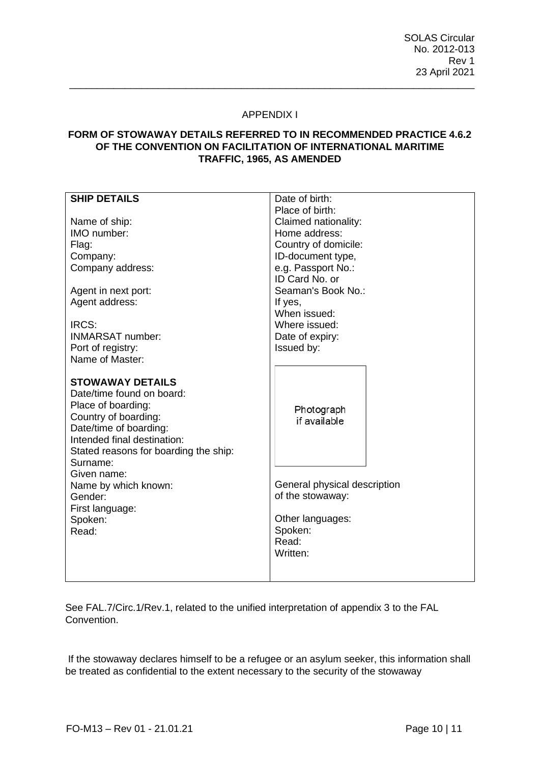## APPENDIX I

### FORM OF STOWAWAY DETAILS REFERRED TO IN RECOMMENDED PRACTICE 4.6.2 OF THE CONVENTION ON FACILITATION OF INTERNATIONAL MARITIME TRAFFIC, 1965, AS AMENDED

| | |
|---|---|
| **SHIP DETAILS**<br><br>Name of ship:<br>IMO number:<br>Flag:<br>Company:<br>Company address:<br><br>Agent in next port:<br>Agent address:<br><br>IRCS:<br>INMARSAT number:<br>Port of registry:<br>Name of Master:<br><br>**STOWAWAY DETAILS**<br>Date/time found on board:<br>Place of boarding:<br>Country of boarding:<br>Date/time of boarding:<br>Intended final destination:<br>Stated reasons for boarding the ship:<br>Surname:<br>Given name:<br>Name by which known:<br>Gender:<br>First language:<br>Spoken:<br>Read: | Date of birth:<br>Place of birth:<br>Claimed nationality:<br>Home address:<br>Country of domicile:<br>ID-document type,<br>e.g. Passport No.:<br>ID Card No. or<br>Seaman's Book No.:<br>If yes,<br>When issued:<br>Where issued:<br>Date of expiry:<br>Issued by:<br><br>Photograph if available<br><br>General physical description of the stowaway:<br><br>Other languages:<br>Spoken:<br>Read:<br>Written: |

See FAL.7/Circ.1/Rev.1, related to the unified interpretation of appendix 3 to the FAL Convention.

If the stowaway declares himself to be a refugee or an asylum seeker, this information shall be treated as confidential to the extent necessary to the security of the stowaway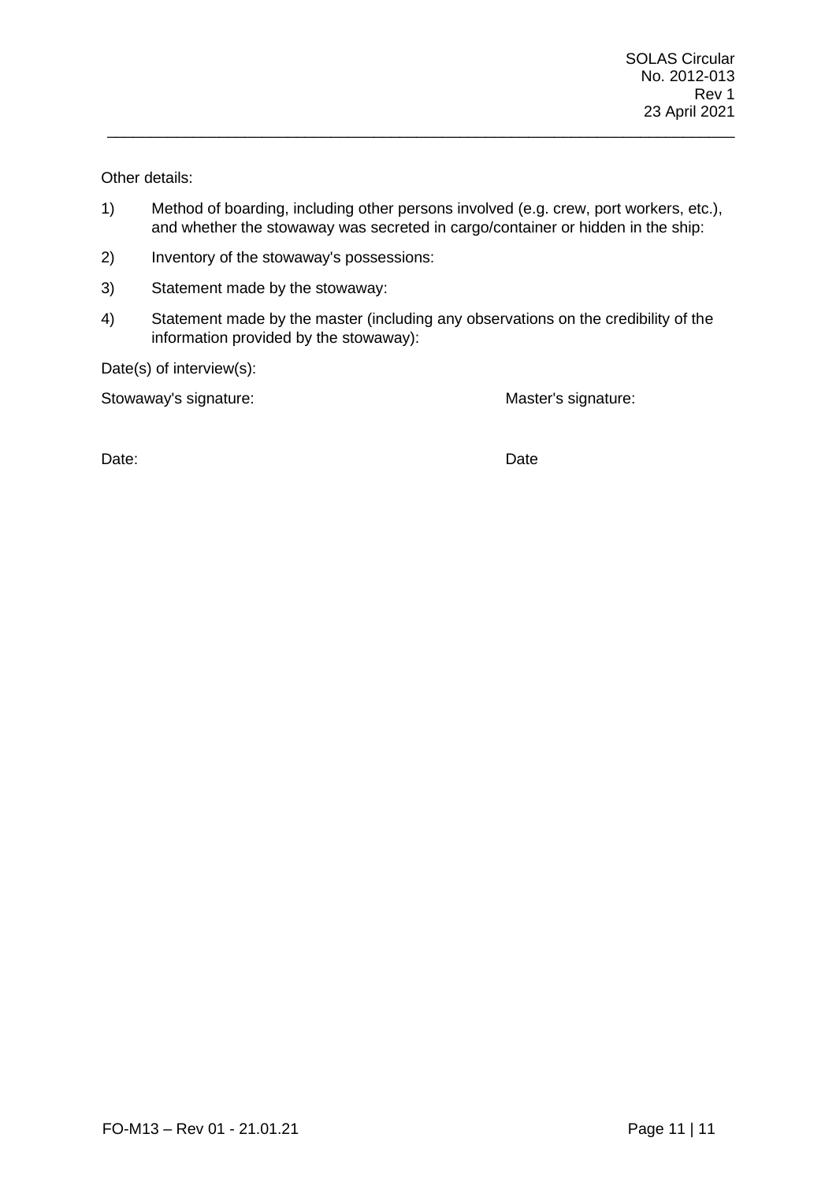Other details:

1) Method of boarding, including other persons involved (e.g. crew, port workers, etc.), and whether the stowaway was secreted in cargo/container or hidden in the ship:

2) Inventory of the stowaway's possessions:

3) Statement made by the stowaway:

4) Statement made by the master (including any observations on the credibility of the information provided by the stowaway):

Date(s) of interview(s):

Stowaway's signature: Master's signature:

Date: Date